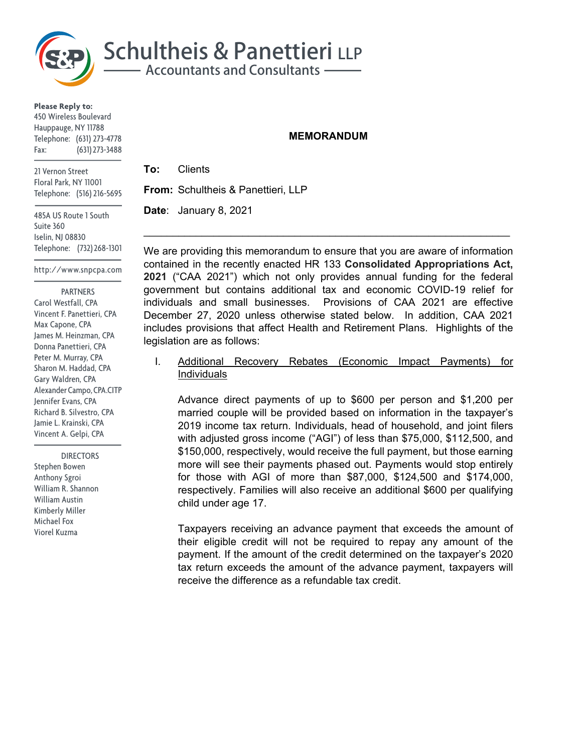# Schultheis & Panettieri LLP

Accountants and Consultants

**Please Reply to:**
450 Wireless Boulevard
Hauppauge, NY 11788
Telephone: (631) 273-4778
Fax: (631) 273-3488

21 Vernon Street
Floral Park, NY 11001
Telephone: (516) 216-5695

485A US Route 1 South
Suite 360
Iselin, NJ 08830
Telephone: (732) 268-1301

http://www.snpcpa.com

PARTNERS
Carol Westfall, CPA
Vincent F. Panettieri, CPA
Max Capone, CPA
James M. Heinzman, CPA
Donna Panettieri, CPA
Peter M. Murray, CPA
Sharon M. Haddad, CPA
Gary Walden, CPA
Alexander Campo, CPA.CITP
Jennifer Evans, CPA
Richard B. Silvestro, CPA
Jamie L. Krainski, CPA
Vincent A. Gelpi, CPA

DIRECTORS
Stephen Bowen
Anthony Sgroi
William R. Shannon
William Austin
Kimberly Miller
Michael Fox
Viorel Kuzma

## MEMORANDUM

**To:** Clients

**From:** Schultheis & Panettieri, LLP

**Date**: January 8, 2021

---

We are providing this memorandum to ensure that you are aware of information contained in the recently enacted HR 133 **Consolidated Appropriations Act, 2021** ("CAA 2021") which not only provides annual funding for the federal government but contains additional tax and economic COVID-19 relief for individuals and small businesses. Provisions of CAA 2021 are effective December 27, 2020 unless otherwise stated below. In addition, CAA 2021 includes provisions that affect Health and Retirement Plans. Highlights of the legislation are as follows:

I. Additional Recovery Rebates (Economic Impact Payments) for Individuals

Advance direct payments of up to $600 per person and $1,200 per married couple will be provided based on information in the taxpayer's 2019 income tax return. Individuals, head of household, and joint filers with adjusted gross income ("AGI") of less than $75,000, $112,500, and $150,000, respectively, would receive the full payment, but those earning more will see their payments phased out. Payments would stop entirely for those with AGI of more than $87,000, $124,500 and $174,000, respectively. Families will also receive an additional $600 per qualifying child under age 17.

Taxpayers receiving an advance payment that exceeds the amount of their eligible credit will not be required to repay any amount of the payment. If the amount of the credit determined on the taxpayer's 2020 tax return exceeds the amount of the advance payment, taxpayers will receive the difference as a refundable tax credit.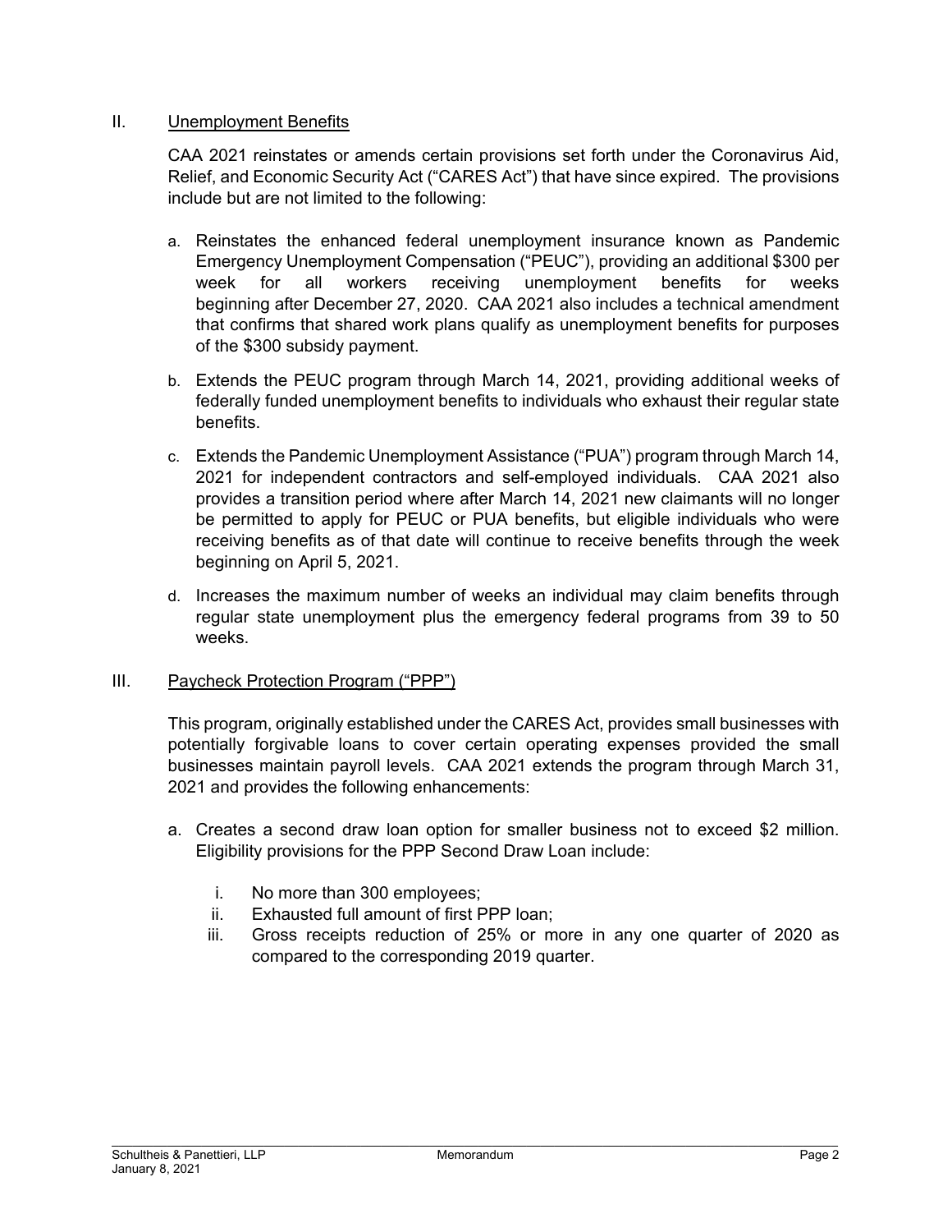## II. Unemployment Benefits

CAA 2021 reinstates or amends certain provisions set forth under the Coronavirus Aid, Relief, and Economic Security Act ("CARES Act") that have since expired. The provisions include but are not limited to the following:

a. Reinstates the enhanced federal unemployment insurance known as Pandemic Emergency Unemployment Compensation ("PEUC"), providing an additional $300 per week for all workers receiving unemployment benefits for weeks beginning after December 27, 2020. CAA 2021 also includes a technical amendment that confirms that shared work plans qualify as unemployment benefits for purposes of the $300 subsidy payment.

b. Extends the PEUC program through March 14, 2021, providing additional weeks of federally funded unemployment benefits to individuals who exhaust their regular state benefits.

c. Extends the Pandemic Unemployment Assistance ("PUA") program through March 14, 2021 for independent contractors and self-employed individuals. CAA 2021 also provides a transition period where after March 14, 2021 new claimants will no longer be permitted to apply for PEUC or PUA benefits, but eligible individuals who were receiving benefits as of that date will continue to receive benefits through the week beginning on April 5, 2021.

d. Increases the maximum number of weeks an individual may claim benefits through regular state unemployment plus the emergency federal programs from 39 to 50 weeks.

## III. Paycheck Protection Program ("PPP")

This program, originally established under the CARES Act, provides small businesses with potentially forgivable loans to cover certain operating expenses provided the small businesses maintain payroll levels. CAA 2021 extends the program through March 31, 2021 and provides the following enhancements:

a. Creates a second draw loan option for smaller business not to exceed $2 million. Eligibility provisions for the PPP Second Draw Loan include:

   i. No more than 300 employees;
   ii. Exhausted full amount of first PPP loan;
   iii. Gross receipts reduction of 25% or more in any one quarter of 2020 as compared to the corresponding 2019 quarter.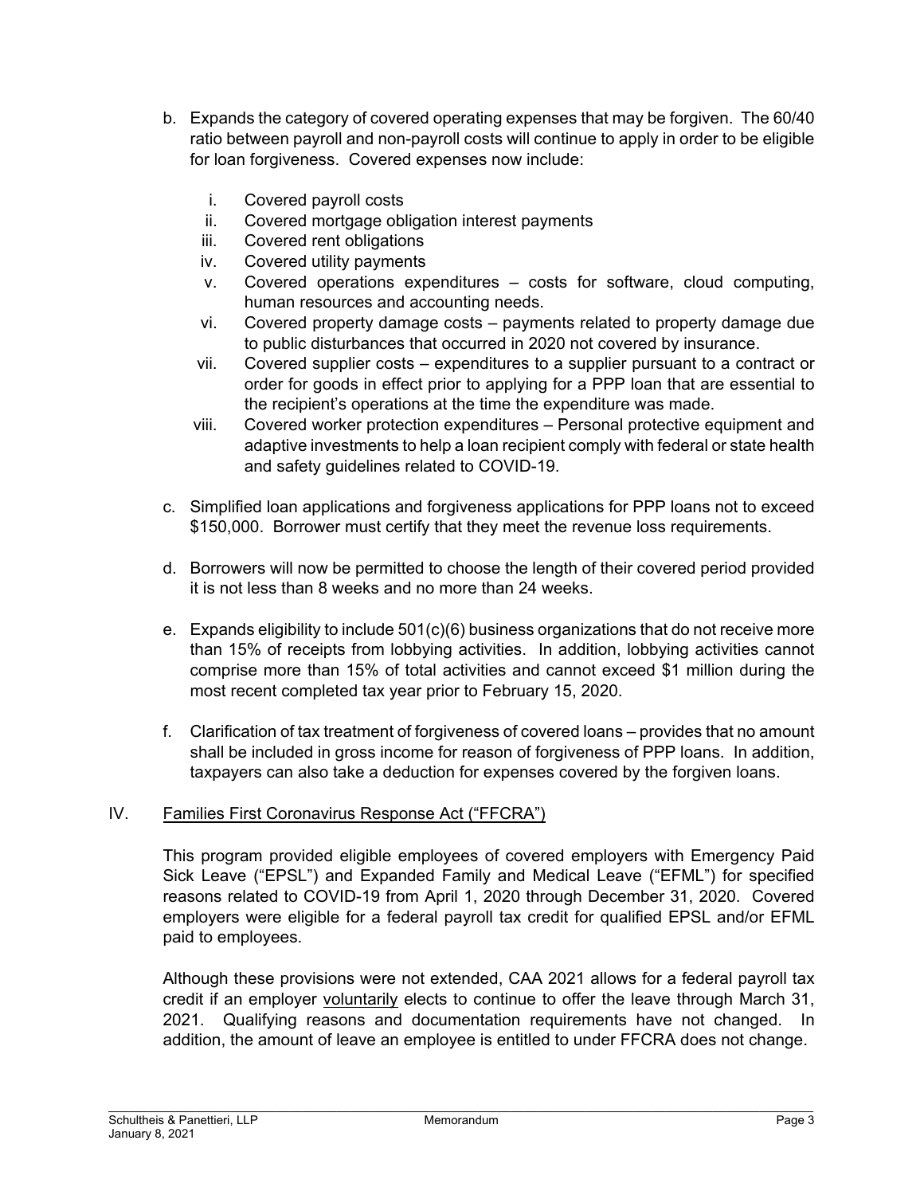b. Expands the category of covered operating expenses that may be forgiven. The 60/40 ratio between payroll and non-payroll costs will continue to apply in order to be eligible for loan forgiveness. Covered expenses now include:

   i. Covered payroll costs
   ii. Covered mortgage obligation interest payments
   iii. Covered rent obligations
   iv. Covered utility payments
   v. Covered operations expenditures – costs for software, cloud computing, human resources and accounting needs.
   vi. Covered property damage costs – payments related to property damage due to public disturbances that occurred in 2020 not covered by insurance.
   vii. Covered supplier costs – expenditures to a supplier pursuant to a contract or order for goods in effect prior to applying for a PPP loan that are essential to the recipient's operations at the time the expenditure was made.
   viii. Covered worker protection expenditures – Personal protective equipment and adaptive investments to help a loan recipient comply with federal or state health and safety guidelines related to COVID-19.

c. Simplified loan applications and forgiveness applications for PPP loans not to exceed $150,000. Borrower must certify that they meet the revenue loss requirements.

d. Borrowers will now be permitted to choose the length of their covered period provided it is not less than 8 weeks and no more than 24 weeks.

e. Expands eligibility to include 501(c)(6) business organizations that do not receive more than 15% of receipts from lobbying activities. In addition, lobbying activities cannot comprise more than 15% of total activities and cannot exceed $1 million during the most recent completed tax year prior to February 15, 2020.

f. Clarification of tax treatment of forgiveness of covered loans – provides that no amount shall be included in gross income for reason of forgiveness of PPP loans. In addition, taxpayers can also take a deduction for expenses covered by the forgiven loans.

## IV. Families First Coronavirus Response Act ("FFCRA")

This program provided eligible employees of covered employers with Emergency Paid Sick Leave ("EPSL") and Expanded Family and Medical Leave ("EFML") for specified reasons related to COVID-19 from April 1, 2020 through December 31, 2020. Covered employers were eligible for a federal payroll tax credit for qualified EPSL and/or EFML paid to employees.

Although these provisions were not extended, CAA 2021 allows for a federal payroll tax credit if an employer voluntarily elects to continue to offer the leave through March 31, 2021. Qualifying reasons and documentation requirements have not changed. In addition, the amount of leave an employee is entitled to under FFCRA does not change.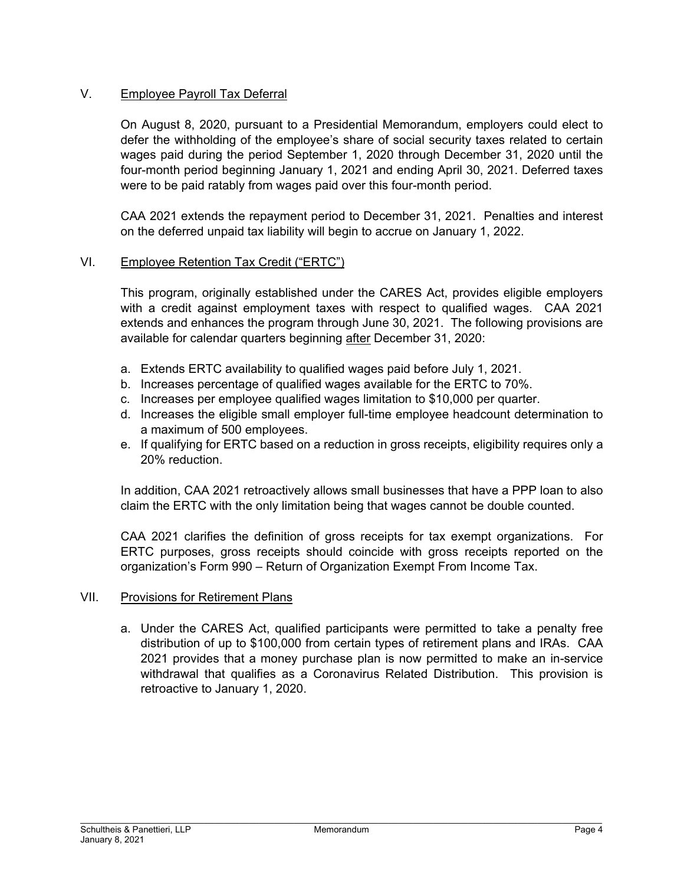## V. Employee Payroll Tax Deferral

On August 8, 2020, pursuant to a Presidential Memorandum, employers could elect to defer the withholding of the employee's share of social security taxes related to certain wages paid during the period September 1, 2020 through December 31, 2020 until the four-month period beginning January 1, 2021 and ending April 30, 2021. Deferred taxes were to be paid ratably from wages paid over this four-month period.

CAA 2021 extends the repayment period to December 31, 2021. Penalties and interest on the deferred unpaid tax liability will begin to accrue on January 1, 2022.

## VI. Employee Retention Tax Credit ("ERTC")

This program, originally established under the CARES Act, provides eligible employers with a credit against employment taxes with respect to qualified wages. CAA 2021 extends and enhances the program through June 30, 2021. The following provisions are available for calendar quarters beginning after December 31, 2020:

a. Extends ERTC availability to qualified wages paid before July 1, 2021.
b. Increases percentage of qualified wages available for the ERTC to 70%.
c. Increases per employee qualified wages limitation to $10,000 per quarter.
d. Increases the eligible small employer full-time employee headcount determination to a maximum of 500 employees.
e. If qualifying for ERTC based on a reduction in gross receipts, eligibility requires only a 20% reduction.

In addition, CAA 2021 retroactively allows small businesses that have a PPP loan to also claim the ERTC with the only limitation being that wages cannot be double counted.

CAA 2021 clarifies the definition of gross receipts for tax exempt organizations. For ERTC purposes, gross receipts should coincide with gross receipts reported on the organization's Form 990 – Return of Organization Exempt From Income Tax.

## VII. Provisions for Retirement Plans

a. Under the CARES Act, qualified participants were permitted to take a penalty free distribution of up to $100,000 from certain types of retirement plans and IRAs. CAA 2021 provides that a money purchase plan is now permitted to make an in-service withdrawal that qualifies as a Coronavirus Related Distribution. This provision is retroactive to January 1, 2020.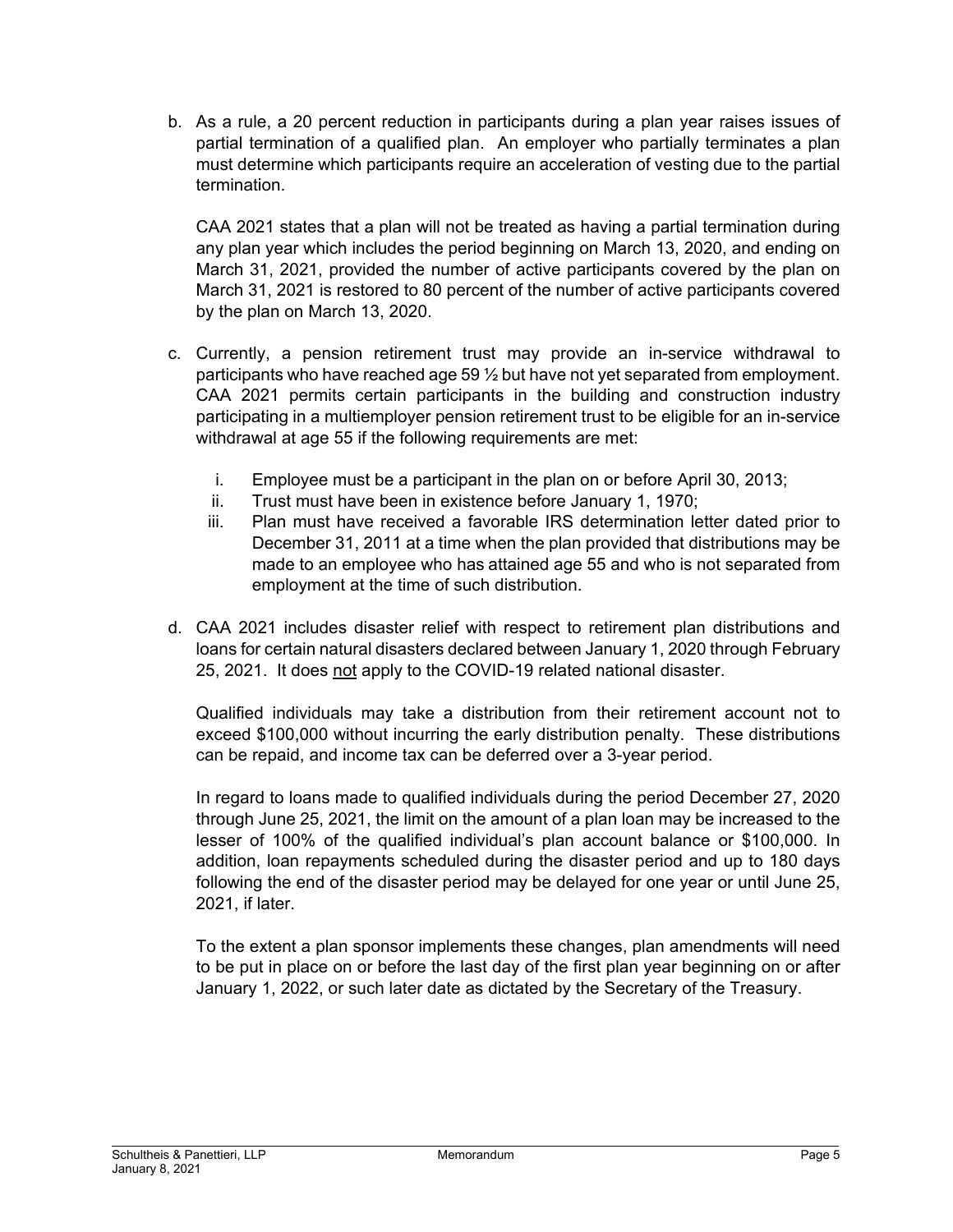b. As a rule, a 20 percent reduction in participants during a plan year raises issues of partial termination of a qualified plan. An employer who partially terminates a plan must determine which participants require an acceleration of vesting due to the partial termination.

   CAA 2021 states that a plan will not be treated as having a partial termination during any plan year which includes the period beginning on March 13, 2020, and ending on March 31, 2021, provided the number of active participants covered by the plan on March 31, 2021 is restored to 80 percent of the number of active participants covered by the plan on March 13, 2020.

c. Currently, a pension retirement trust may provide an in-service withdrawal to participants who have reached age 59 ½ but have not yet separated from employment. CAA 2021 permits certain participants in the building and construction industry participating in a multiemployer pension retirement trust to be eligible for an in-service withdrawal at age 55 if the following requirements are met:

   i. Employee must be a participant in the plan on or before April 30, 2013;
   ii. Trust must have been in existence before January 1, 1970;
   iii. Plan must have received a favorable IRS determination letter dated prior to December 31, 2011 at a time when the plan provided that distributions may be made to an employee who has attained age 55 and who is not separated from employment at the time of such distribution.

d. CAA 2021 includes disaster relief with respect to retirement plan distributions and loans for certain natural disasters declared between January 1, 2020 through February 25, 2021. It does <u>not</u> apply to the COVID-19 related national disaster.

   Qualified individuals may take a distribution from their retirement account not to exceed $100,000 without incurring the early distribution penalty. These distributions can be repaid, and income tax can be deferred over a 3-year period.

   In regard to loans made to qualified individuals during the period December 27, 2020 through June 25, 2021, the limit on the amount of a plan loan may be increased to the lesser of 100% of the qualified individual's plan account balance or $100,000. In addition, loan repayments scheduled during the disaster period and up to 180 days following the end of the disaster period may be delayed for one year or until June 25, 2021, if later.

   To the extent a plan sponsor implements these changes, plan amendments will need to be put in place on or before the last day of the first plan year beginning on or after January 1, 2022, or such later date as dictated by the Secretary of the Treasury.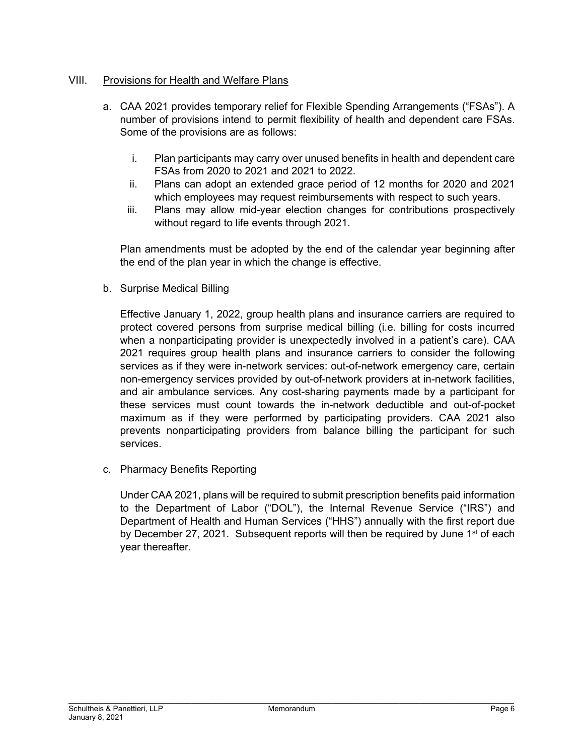## VIII. Provisions for Health and Welfare Plans

a. CAA 2021 provides temporary relief for Flexible Spending Arrangements ("FSAs"). A number of provisions intend to permit flexibility of health and dependent care FSAs. Some of the provisions are as follows:

   i. Plan participants may carry over unused benefits in health and dependent care FSAs from 2020 to 2021 and 2021 to 2022.
   ii. Plans can adopt an extended grace period of 12 months for 2020 and 2021 which employees may request reimbursements with respect to such years.
   iii. Plans may allow mid-year election changes for contributions prospectively without regard to life events through 2021.

   Plan amendments must be adopted by the end of the calendar year beginning after the end of the plan year in which the change is effective.

b. Surprise Medical Billing

   Effective January 1, 2022, group health plans and insurance carriers are required to protect covered persons from surprise medical billing (i.e. billing for costs incurred when a nonparticipating provider is unexpectedly involved in a patient's care). CAA 2021 requires group health plans and insurance carriers to consider the following services as if they were in-network services: out-of-network emergency care, certain non-emergency services provided by out-of-network providers at in-network facilities, and air ambulance services. Any cost-sharing payments made by a participant for these services must count towards the in-network deductible and out-of-pocket maximum as if they were performed by participating providers. CAA 2021 also prevents nonparticipating providers from balance billing the participant for such services.

c. Pharmacy Benefits Reporting

   Under CAA 2021, plans will be required to submit prescription benefits paid information to the Department of Labor ("DOL"), the Internal Revenue Service ("IRS") and Department of Health and Human Services ("HHS") annually with the first report due by December 27, 2021. Subsequent reports will then be required by June 1st of each year thereafter.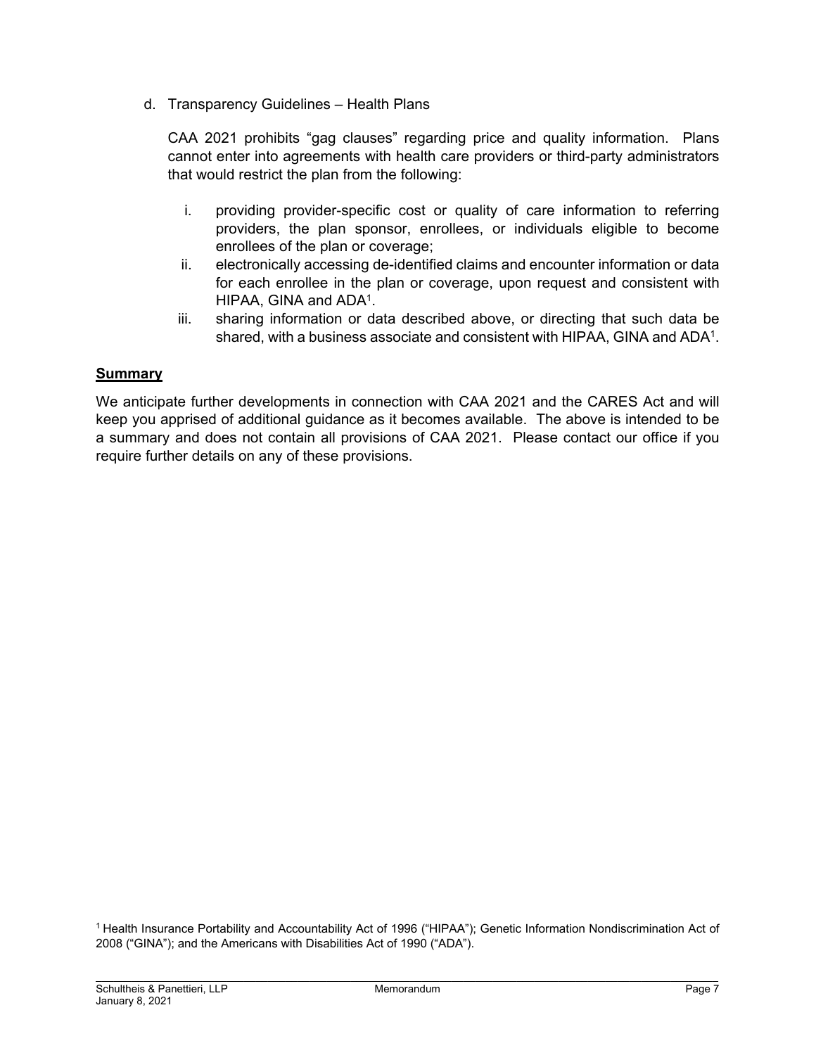d. Transparency Guidelines – Health Plans

CAA 2021 prohibits "gag clauses" regarding price and quality information. Plans cannot enter into agreements with health care providers or third-party administrators that would restrict the plan from the following:

i. providing provider-specific cost or quality of care information to referring providers, the plan sponsor, enrollees, or individuals eligible to become enrollees of the plan or coverage;
ii. electronically accessing de-identified claims and encounter information or data for each enrollee in the plan or coverage, upon request and consistent with HIPAA, GINA and ADA[1].
iii. sharing information or data described above, or directing that such data be shared, with a business associate and consistent with HIPAA, GINA and ADA[1].

**Summary**

We anticipate further developments in connection with CAA 2021 and the CARES Act and will keep you apprised of additional guidance as it becomes available. The above is intended to be a summary and does not contain all provisions of CAA 2021. Please contact our office if you require further details on any of these provisions.

[1] Health Insurance Portability and Accountability Act of 1996 ("HIPAA"); Genetic Information Nondiscrimination Act of 2008 ("GINA"); and the Americans with Disabilities Act of 1990 ("ADA").